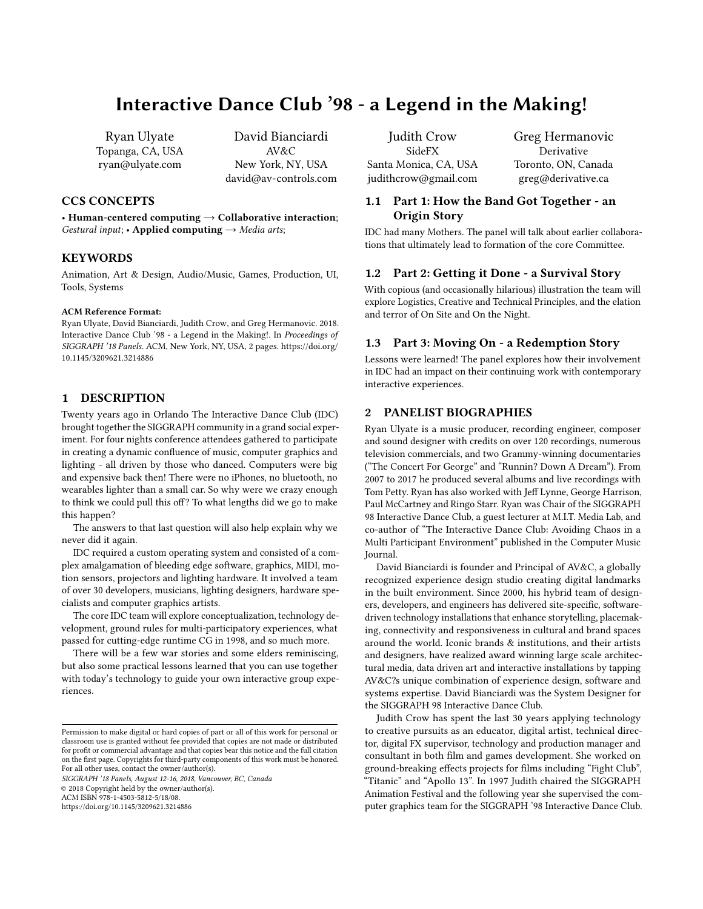# Interactive Dance Club '98 - a Legend in the Making!

Ryan Ulyate
Topanga, CA, USA
ryan@ulyate.com

David Bianciardi
AV&C
New York, NY, USA
david@av-controls.com

Judith Crow
SideFX
Santa Monica, CA, USA
judithcrow@gmail.com

Greg Hermanovic
Derivative
Toronto, ON, Canada
greg@derivative.ca

## CCS CONCEPTS

• **Human-centered computing** → **Collaborative interaction**; *Gestural input*; • **Applied computing** → *Media arts*;

## KEYWORDS

Animation, Art & Design, Audio/Music, Games, Production, UI, Tools, Systems

**ACM Reference Format:**
Ryan Ulyate, David Bianciardi, Judith Crow, and Greg Hermanovic. 2018. Interactive Dance Club '98 - a Legend in the Making!. In *Proceedings of SIGGRAPH '18 Panels*. ACM, New York, NY, USA, 2 pages. https://doi.org/10.1145/3209621.3214886

## 1 DESCRIPTION

Twenty years ago in Orlando The Interactive Dance Club (IDC) brought together the SIGGRAPH community in a grand social experiment. For four nights conference attendees gathered to participate in creating a dynamic confluence of music, computer graphics and lighting - all driven by those who danced. Computers were big and expensive back then! There were no iPhones, no bluetooth, no wearables lighter than a small car. So why were we crazy enough to think we could pull this off? To what lengths did we go to make this happen?

The answers to that last question will also help explain why we never did it again.

IDC required a custom operating system and consisted of a complex amalgamation of bleeding edge software, graphics, MIDI, motion sensors, projectors and lighting hardware. It involved a team of over 30 developers, musicians, lighting designers, hardware specialists and computer graphics artists.

The core IDC team will explore conceptualization, technology development, ground rules for multi-participatory experiences, what passed for cutting-edge runtime CG in 1998, and so much more.

There will be a few war stories and some elders reminiscing, but also some practical lessons learned that you can use together with today's technology to guide your own interactive group experiences.

### 1.1 Part 1: How the Band Got Together - an Origin Story

IDC had many Mothers. The panel will talk about earlier collaborations that ultimately lead to formation of the core Committee.

### 1.2 Part 2: Getting it Done - a Survival Story

With copious (and occasionally hilarious) illustration the team will explore Logistics, Creative and Technical Principles, and the elation and terror of On Site and On the Night.

### 1.3 Part 3: Moving On - a Redemption Story

Lessons were learned! The panel explores how their involvement in IDC had an impact on their continuing work with contemporary interactive experiences.

## 2 PANELIST BIOGRAPHIES

Ryan Ulyate is a music producer, recording engineer, composer and sound designer with credits on over 120 recordings, numerous television commercials, and two Grammy-winning documentaries ("The Concert For George" and "Runnin? Down A Dream"). From 2007 to 2017 he produced several albums and live recordings with Tom Petty. Ryan has also worked with Jeff Lynne, George Harrison, Paul McCartney and Ringo Starr. Ryan was Chair of the SIGGRAPH 98 Interactive Dance Club, a guest lecturer at M.I.T. Media Lab, and co-author of "The Interactive Dance Club: Avoiding Chaos in a Multi Participant Environment" published in the Computer Music Journal.

David Bianciardi is founder and Principal of AV&C, a globally recognized experience design studio creating digital landmarks in the built environment. Since 2000, his hybrid team of designers, developers, and engineers has delivered site-specific, software-driven technology installations that enhance storytelling, placemaking, connectivity and responsiveness in cultural and brand spaces around the world. Iconic brands & institutions, and their artists and designers, have realized award winning large scale architectural media, data driven art and interactive installations by tapping AV&C?s unique combination of experience design, software and systems expertise. David Bianciardi was the System Designer for the SIGGRAPH 98 Interactive Dance Club.

Judith Crow has spent the last 30 years applying technology to creative pursuits as an educator, digital artist, technical director, digital FX supervisor, technology and production manager and consultant in both film and games development. She worked on ground-breaking effects projects for films including "Fight Club", "Titanic" and "Apollo 13". In 1997 Judith chaired the SIGGRAPH Animation Festival and the following year she supervised the computer graphics team for the SIGGRAPH '98 Interactive Dance Club.

---

Permission to make digital or hard copies of part or all of this work for personal or classroom use is granted without fee provided that copies are not made or distributed for profit or commercial advantage and that copies bear this notice and the full citation on the first page. Copyrights for third-party components of this work must be honored. For all other uses, contact the owner/author(s).
*SIGGRAPH '18 Panels, August 12-16, 2018, Vancouver, BC, Canada*
© 2018 Copyright held by the owner/author(s).
ACM ISBN 978-1-4503-5812-5/18/08.
https://doi.org/10.1145/3209621.3214886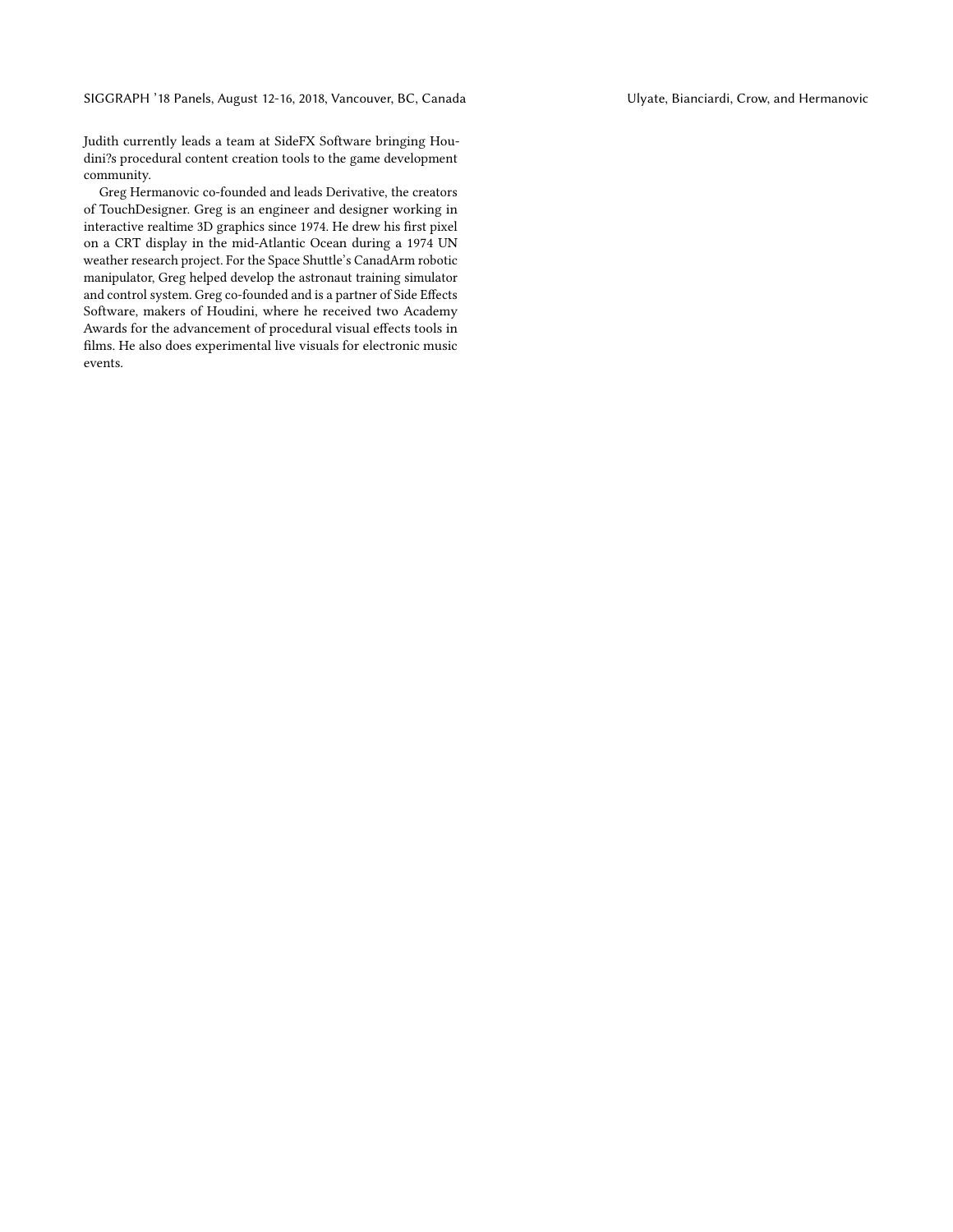Judith currently leads a team at SideFX Software bringing Houdini?s procedural content creation tools to the game development community.

Greg Hermanovic co-founded and leads Derivative, the creators of TouchDesigner. Greg is an engineer and designer working in interactive realtime 3D graphics since 1974. He drew his first pixel on a CRT display in the mid-Atlantic Ocean during a 1974 UN weather research project. For the Space Shuttle's CanadArm robotic manipulator, Greg helped develop the astronaut training simulator and control system. Greg co-founded and is a partner of Side Effects Software, makers of Houdini, where he received two Academy Awards for the advancement of procedural visual effects tools in films. He also does experimental live visuals for electronic music events.